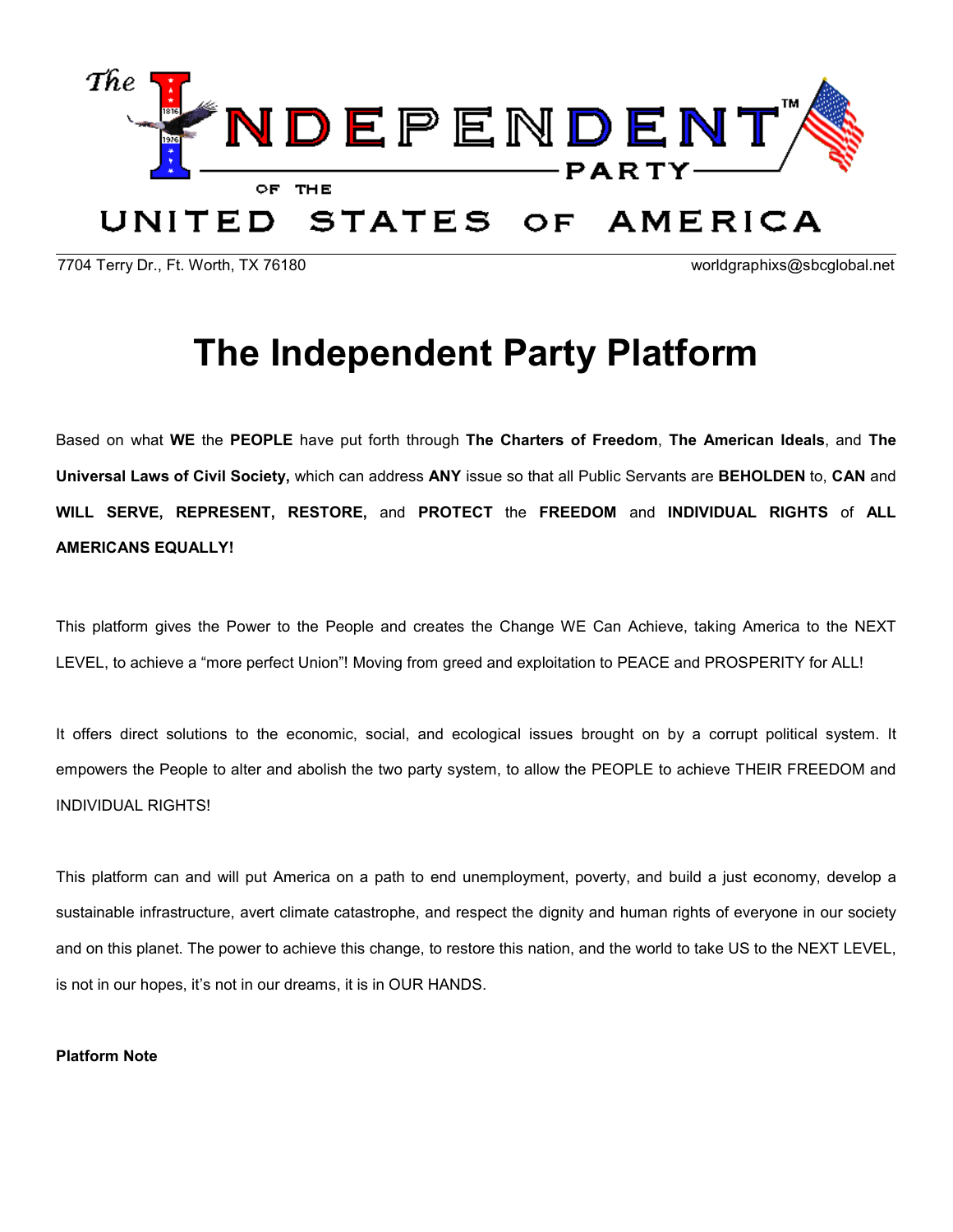The INDEPENDENT™ PARTY OF THE UNITED STATES OF AMERICA

7704 Terry Dr., Ft. Worth, TX 76180 worldgraphixs@sbcglobal.net

# The Independent Party Platform

Based on what **WE** the **PEOPLE** have put forth through **The Charters of Freedom**, **The American Ideals**, and **The Universal Laws of Civil Society,** which can address **ANY** issue so that all Public Servants are **BEHOLDEN** to, **CAN** and **WILL SERVE, REPRESENT, RESTORE,** and **PROTECT** the **FREEDOM** and **INDIVIDUAL RIGHTS** of **ALL AMERICANS EQUALLY!**

This platform gives the Power to the People and creates the Change WE Can Achieve, taking America to the NEXT LEVEL, to achieve a "more perfect Union"! Moving from greed and exploitation to PEACE and PROSPERITY for ALL!

It offers direct solutions to the economic, social, and ecological issues brought on by a corrupt political system. It empowers the People to alter and abolish the two party system, to allow the PEOPLE to achieve THEIR FREEDOM and INDIVIDUAL RIGHTS!

This platform can and will put America on a path to end unemployment, poverty, and build a just economy, develop a sustainable infrastructure, avert climate catastrophe, and respect the dignity and human rights of everyone in our society and on this planet. The power to achieve this change, to restore this nation, and the world to take US to the NEXT LEVEL, is not in our hopes, it's not in our dreams, it is in OUR HANDS.

**Platform Note**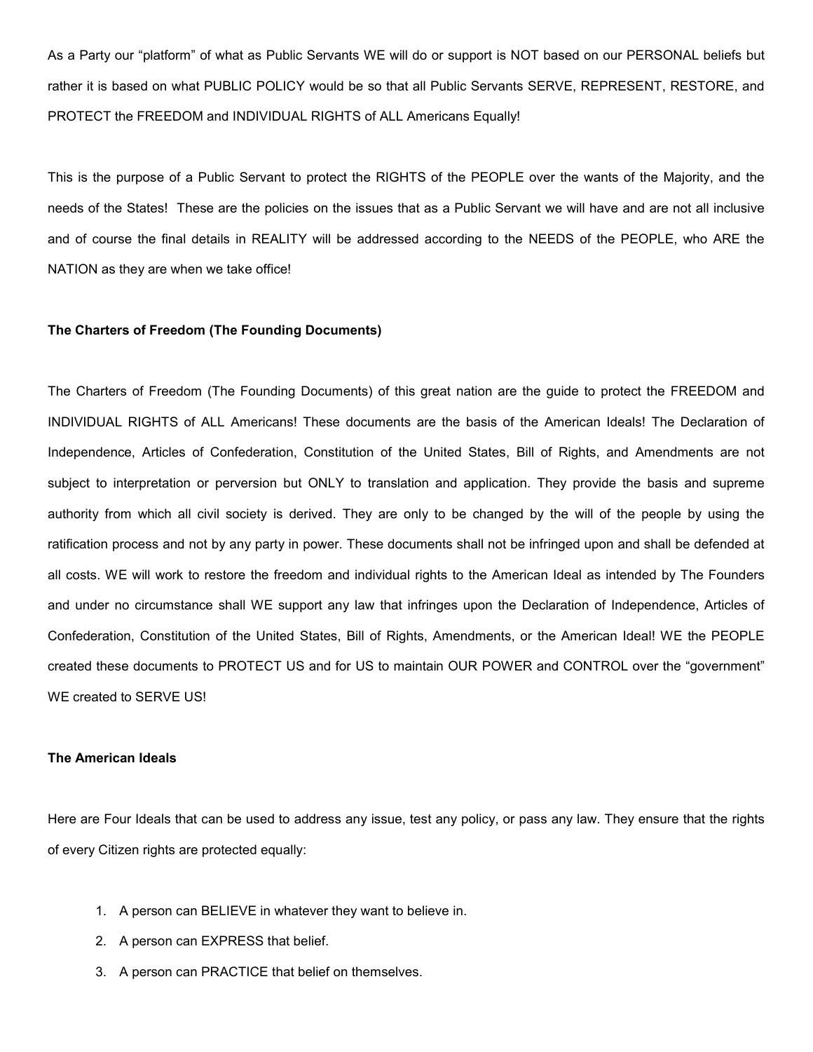As a Party our "platform" of what as Public Servants WE will do or support is NOT based on our PERSONAL beliefs but rather it is based on what PUBLIC POLICY would be so that all Public Servants SERVE, REPRESENT, RESTORE, and PROTECT the FREEDOM and INDIVIDUAL RIGHTS of ALL Americans Equally!

This is the purpose of a Public Servant to protect the RIGHTS of the PEOPLE over the wants of the Majority, and the needs of the States! These are the policies on the issues that as a Public Servant we will have and are not all inclusive and of course the final details in REALITY will be addressed according to the NEEDS of the PEOPLE, who ARE the NATION as they are when we take office!

**The Charters of Freedom (The Founding Documents)**

The Charters of Freedom (The Founding Documents) of this great nation are the guide to protect the FREEDOM and INDIVIDUAL RIGHTS of ALL Americans! These documents are the basis of the American Ideals! The Declaration of Independence, Articles of Confederation, Constitution of the United States, Bill of Rights, and Amendments are not subject to interpretation or perversion but ONLY to translation and application. They provide the basis and supreme authority from which all civil society is derived. They are only to be changed by the will of the people by using the ratification process and not by any party in power. These documents shall not be infringed upon and shall be defended at all costs. WE will work to restore the freedom and individual rights to the American Ideal as intended by The Founders and under no circumstance shall WE support any law that infringes upon the Declaration of Independence, Articles of Confederation, Constitution of the United States, Bill of Rights, Amendments, or the American Ideal! WE the PEOPLE created these documents to PROTECT US and for US to maintain OUR POWER and CONTROL over the "government" WE created to SERVE US!

**The American Ideals**

Here are Four Ideals that can be used to address any issue, test any policy, or pass any law. They ensure that the rights of every Citizen rights are protected equally:

1. A person can BELIEVE in whatever they want to believe in.
2. A person can EXPRESS that belief.
3. A person can PRACTICE that belief on themselves.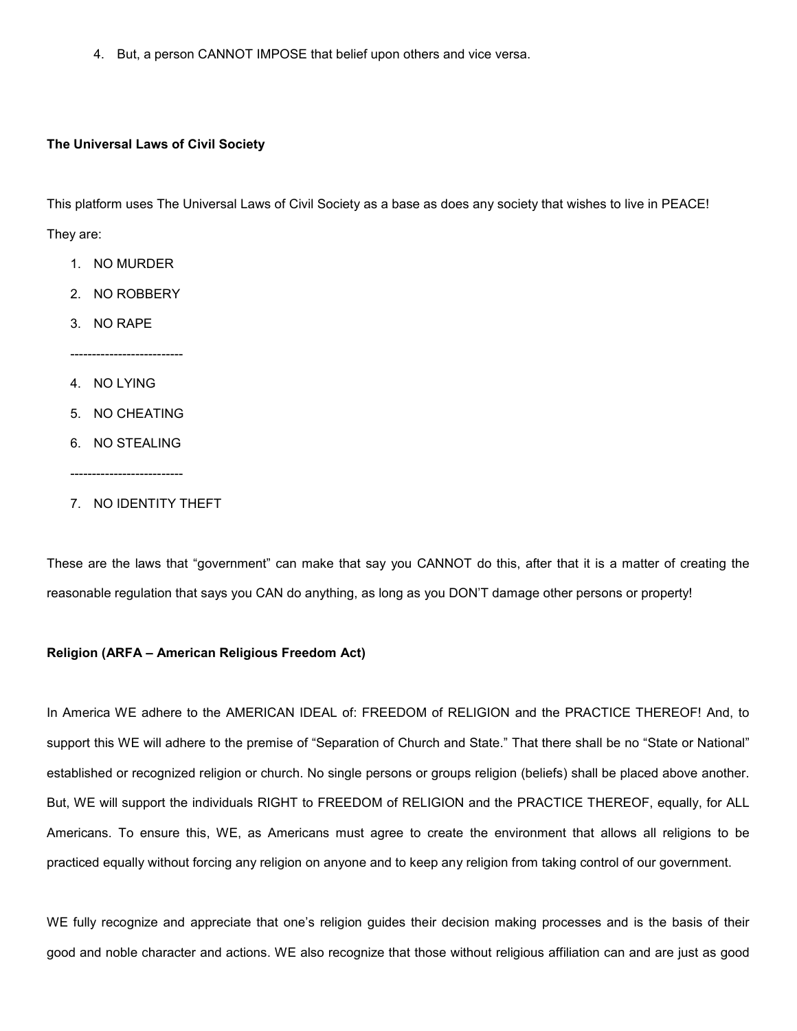4. But, a person CANNOT IMPOSE that belief upon others and vice versa.

**The Universal Laws of Civil Society**

This platform uses The Universal Laws of Civil Society as a base as does any society that wishes to live in PEACE!

They are:

1. NO MURDER
2. NO ROBBERY
3. NO RAPE

--------------------------

4. NO LYING
5. NO CHEATING
6. NO STEALING

--------------------------

7. NO IDENTITY THEFT

These are the laws that "government" can make that say you CANNOT do this, after that it is a matter of creating the reasonable regulation that says you CAN do anything, as long as you DON'T damage other persons or property!

**Religion (ARFA – American Religious Freedom Act)**

In America WE adhere to the AMERICAN IDEAL of: FREEDOM of RELIGION and the PRACTICE THEREOF! And, to support this WE will adhere to the premise of "Separation of Church and State." That there shall be no "State or National" established or recognized religion or church. No single persons or groups religion (beliefs) shall be placed above another. But, WE will support the individuals RIGHT to FREEDOM of RELIGION and the PRACTICE THEREOF, equally, for ALL Americans. To ensure this, WE, as Americans must agree to create the environment that allows all religions to be practiced equally without forcing any religion on anyone and to keep any religion from taking control of our government.

WE fully recognize and appreciate that one's religion guides their decision making processes and is the basis of their good and noble character and actions. WE also recognize that those without religious affiliation can and are just as good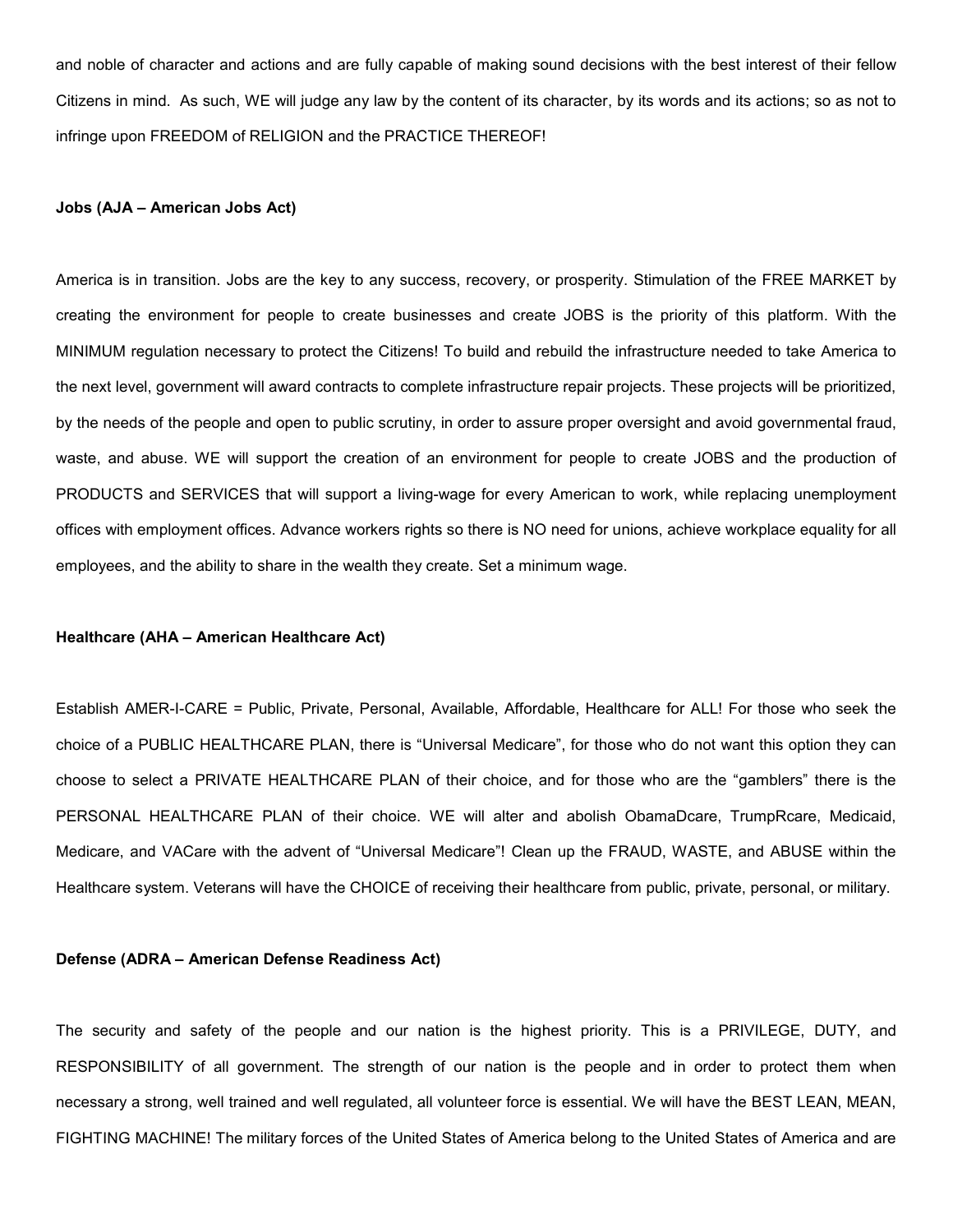and noble of character and actions and are fully capable of making sound decisions with the best interest of their fellow Citizens in mind. As such, WE will judge any law by the content of its character, by its words and its actions; so as not to infringe upon FREEDOM of RELIGION and the PRACTICE THEREOF!

**Jobs (AJA – American Jobs Act)**

America is in transition. Jobs are the key to any success, recovery, or prosperity. Stimulation of the FREE MARKET by creating the environment for people to create businesses and create JOBS is the priority of this platform. With the MINIMUM regulation necessary to protect the Citizens! To build and rebuild the infrastructure needed to take America to the next level, government will award contracts to complete infrastructure repair projects. These projects will be prioritized, by the needs of the people and open to public scrutiny, in order to assure proper oversight and avoid governmental fraud, waste, and abuse. WE will support the creation of an environment for people to create JOBS and the production of PRODUCTS and SERVICES that will support a living-wage for every American to work, while replacing unemployment offices with employment offices. Advance workers rights so there is NO need for unions, achieve workplace equality for all employees, and the ability to share in the wealth they create. Set a minimum wage.

**Healthcare (AHA – American Healthcare Act)**

Establish AMER-I-CARE = Public, Private, Personal, Available, Affordable, Healthcare for ALL! For those who seek the choice of a PUBLIC HEALTHCARE PLAN, there is "Universal Medicare", for those who do not want this option they can choose to select a PRIVATE HEALTHCARE PLAN of their choice, and for those who are the "gamblers" there is the PERSONAL HEALTHCARE PLAN of their choice. WE will alter and abolish ObamaDcare, TrumpRcare, Medicaid, Medicare, and VACare with the advent of "Universal Medicare"! Clean up the FRAUD, WASTE, and ABUSE within the Healthcare system. Veterans will have the CHOICE of receiving their healthcare from public, private, personal, or military.

**Defense (ADRA – American Defense Readiness Act)**

The security and safety of the people and our nation is the highest priority. This is a PRIVILEGE, DUTY, and RESPONSIBILITY of all government. The strength of our nation is the people and in order to protect them when necessary a strong, well trained and well regulated, all volunteer force is essential. We will have the BEST LEAN, MEAN, FIGHTING MACHINE! The military forces of the United States of America belong to the United States of America and are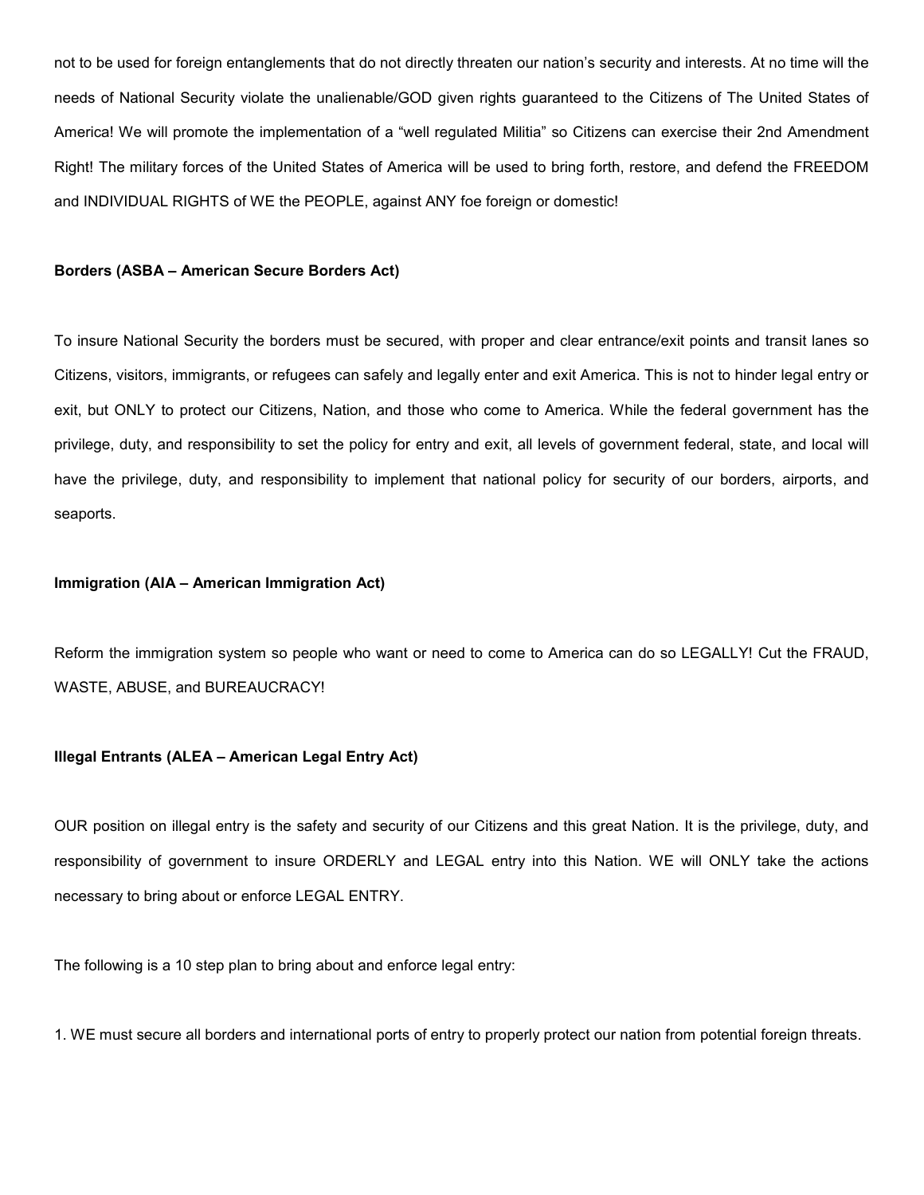not to be used for foreign entanglements that do not directly threaten our nation's security and interests. At no time will the needs of National Security violate the unalienable/GOD given rights guaranteed to the Citizens of The United States of America! We will promote the implementation of a "well regulated Militia" so Citizens can exercise their 2nd Amendment Right! The military forces of the United States of America will be used to bring forth, restore, and defend the FREEDOM and INDIVIDUAL RIGHTS of WE the PEOPLE, against ANY foe foreign or domestic!

**Borders (ASBA – American Secure Borders Act)**

To insure National Security the borders must be secured, with proper and clear entrance/exit points and transit lanes so Citizens, visitors, immigrants, or refugees can safely and legally enter and exit America. This is not to hinder legal entry or exit, but ONLY to protect our Citizens, Nation, and those who come to America. While the federal government has the privilege, duty, and responsibility to set the policy for entry and exit, all levels of government federal, state, and local will have the privilege, duty, and responsibility to implement that national policy for security of our borders, airports, and seaports.

**Immigration (AIA – American Immigration Act)**

Reform the immigration system so people who want or need to come to America can do so LEGALLY! Cut the FRAUD, WASTE, ABUSE, and BUREAUCRACY!

**Illegal Entrants (ALEA – American Legal Entry Act)**

OUR position on illegal entry is the safety and security of our Citizens and this great Nation. It is the privilege, duty, and responsibility of government to insure ORDERLY and LEGAL entry into this Nation. WE will ONLY take the actions necessary to bring about or enforce LEGAL ENTRY.

The following is a 10 step plan to bring about and enforce legal entry:

1. WE must secure all borders and international ports of entry to properly protect our nation from potential foreign threats.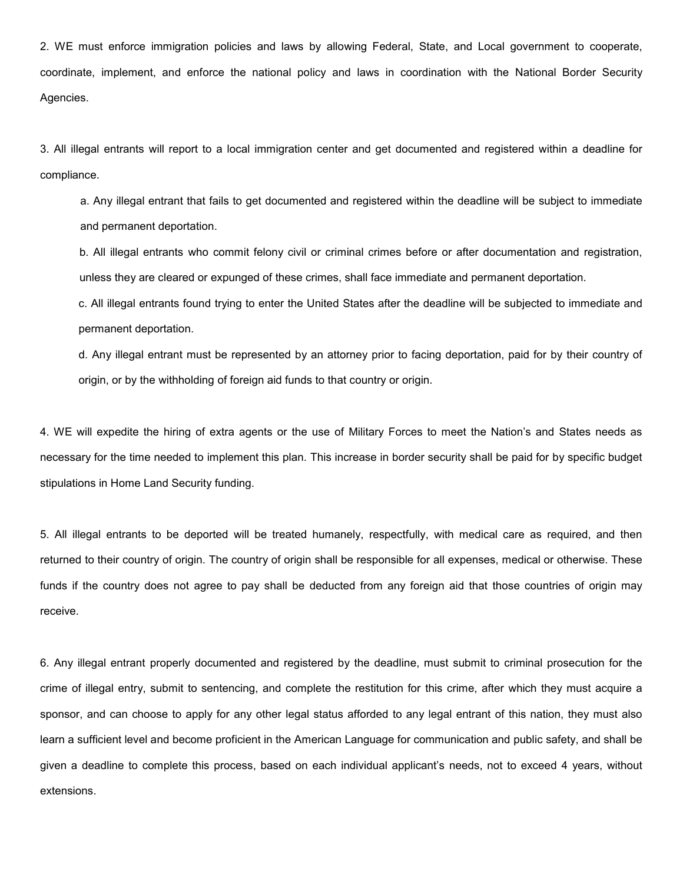2. WE must enforce immigration policies and laws by allowing Federal, State, and Local government to cooperate, coordinate, implement, and enforce the national policy and laws in coordination with the National Border Security Agencies.

3. All illegal entrants will report to a local immigration center and get documented and registered within a deadline for compliance.

   a. Any illegal entrant that fails to get documented and registered within the deadline will be subject to immediate and permanent deportation.

   b. All illegal entrants who commit felony civil or criminal crimes before or after documentation and registration, unless they are cleared or expunged of these crimes, shall face immediate and permanent deportation.

   c. All illegal entrants found trying to enter the United States after the deadline will be subjected to immediate and permanent deportation.

   d. Any illegal entrant must be represented by an attorney prior to facing deportation, paid for by their country of origin, or by the withholding of foreign aid funds to that country or origin.

4. WE will expedite the hiring of extra agents or the use of Military Forces to meet the Nation's and States needs as necessary for the time needed to implement this plan. This increase in border security shall be paid for by specific budget stipulations in Home Land Security funding.

5. All illegal entrants to be deported will be treated humanely, respectfully, with medical care as required, and then returned to their country of origin. The country of origin shall be responsible for all expenses, medical or otherwise. These funds if the country does not agree to pay shall be deducted from any foreign aid that those countries of origin may receive.

6. Any illegal entrant properly documented and registered by the deadline, must submit to criminal prosecution for the crime of illegal entry, submit to sentencing, and complete the restitution for this crime, after which they must acquire a sponsor, and can choose to apply for any other legal status afforded to any legal entrant of this nation, they must also learn a sufficient level and become proficient in the American Language for communication and public safety, and shall be given a deadline to complete this process, based on each individual applicant's needs, not to exceed 4 years, without extensions.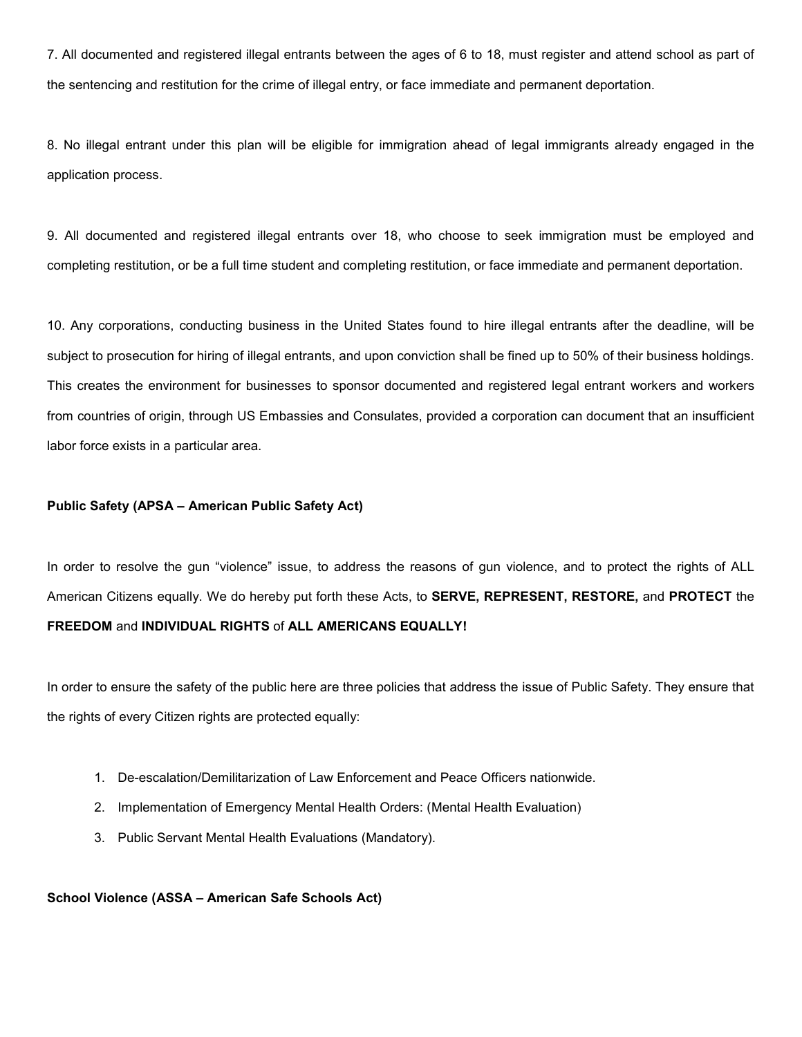7. All documented and registered illegal entrants between the ages of 6 to 18, must register and attend school as part of the sentencing and restitution for the crime of illegal entry, or face immediate and permanent deportation.

8. No illegal entrant under this plan will be eligible for immigration ahead of legal immigrants already engaged in the application process.

9. All documented and registered illegal entrants over 18, who choose to seek immigration must be employed and completing restitution, or be a full time student and completing restitution, or face immediate and permanent deportation.

10. Any corporations, conducting business in the United States found to hire illegal entrants after the deadline, will be subject to prosecution for hiring of illegal entrants, and upon conviction shall be fined up to 50% of their business holdings. This creates the environment for businesses to sponsor documented and registered legal entrant workers and workers from countries of origin, through US Embassies and Consulates, provided a corporation can document that an insufficient labor force exists in a particular area.

**Public Safety (APSA – American Public Safety Act)**

In order to resolve the gun "violence" issue, to address the reasons of gun violence, and to protect the rights of ALL American Citizens equally. We do hereby put forth these Acts, to **SERVE, REPRESENT, RESTORE,** and **PROTECT** the **FREEDOM** and **INDIVIDUAL RIGHTS** of **ALL AMERICANS EQUALLY!**

In order to ensure the safety of the public here are three policies that address the issue of Public Safety. They ensure that the rights of every Citizen rights are protected equally:

1. De-escalation/Demilitarization of Law Enforcement and Peace Officers nationwide.
2. Implementation of Emergency Mental Health Orders: (Mental Health Evaluation)
3. Public Servant Mental Health Evaluations (Mandatory).

**School Violence (ASSA – American Safe Schools Act)**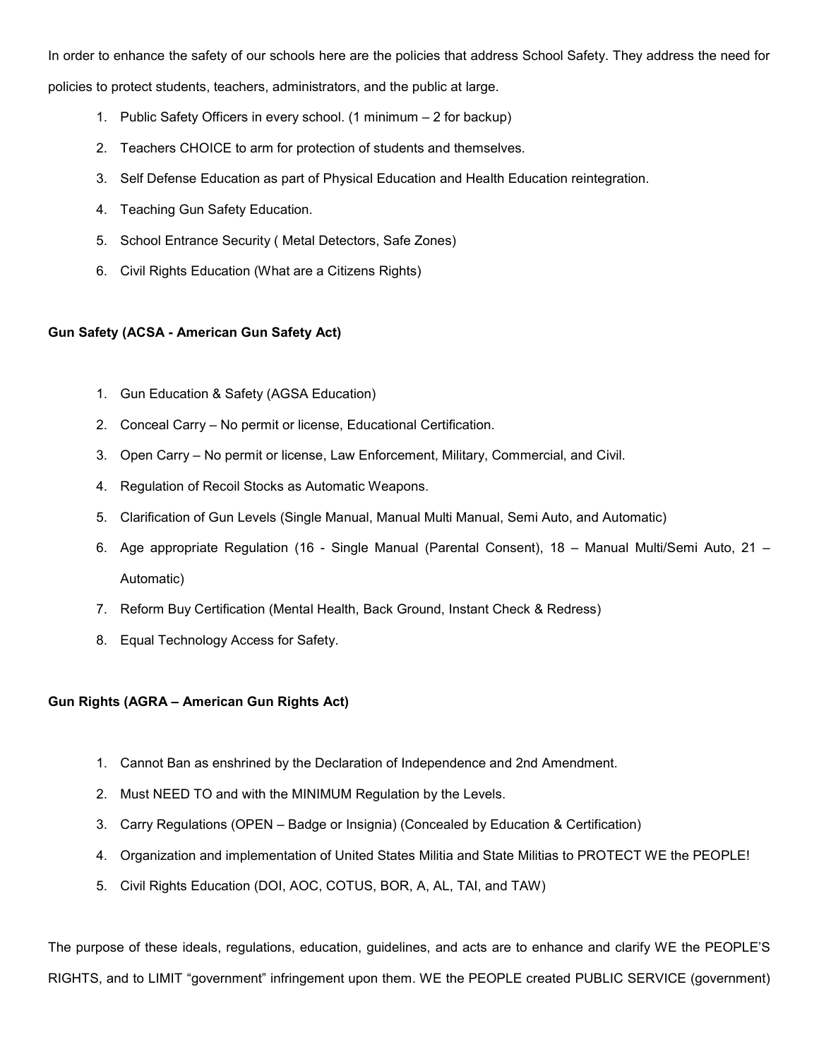In order to enhance the safety of our schools here are the policies that address School Safety. They address the need for policies to protect students, teachers, administrators, and the public at large.

1. Public Safety Officers in every school. (1 minimum – 2 for backup)
2. Teachers CHOICE to arm for protection of students and themselves.
3. Self Defense Education as part of Physical Education and Health Education reintegration.
4. Teaching Gun Safety Education.
5. School Entrance Security ( Metal Detectors, Safe Zones)
6. Civil Rights Education (What are a Citizens Rights)

**Gun Safety (ACSA - American Gun Safety Act)**

1. Gun Education & Safety (AGSA Education)
2. Conceal Carry – No permit or license, Educational Certification.
3. Open Carry – No permit or license, Law Enforcement, Military, Commercial, and Civil.
4. Regulation of Recoil Stocks as Automatic Weapons.
5. Clarification of Gun Levels (Single Manual, Manual Multi Manual, Semi Auto, and Automatic)
6. Age appropriate Regulation (16 - Single Manual (Parental Consent), 18 – Manual Multi/Semi Auto, 21 – Automatic)
7. Reform Buy Certification (Mental Health, Back Ground, Instant Check & Redress)
8. Equal Technology Access for Safety.

**Gun Rights (AGRA – American Gun Rights Act)**

1. Cannot Ban as enshrined by the Declaration of Independence and 2nd Amendment.
2. Must NEED TO and with the MINIMUM Regulation by the Levels.
3. Carry Regulations (OPEN – Badge or Insignia) (Concealed by Education & Certification)
4. Organization and implementation of United States Militia and State Militias to PROTECT WE the PEOPLE!
5. Civil Rights Education (DOI, AOC, COTUS, BOR, A, AL, TAI, and TAW)

The purpose of these ideals, regulations, education, guidelines, and acts are to enhance and clarify WE the PEOPLE'S RIGHTS, and to LIMIT "government" infringement upon them. WE the PEOPLE created PUBLIC SERVICE (government)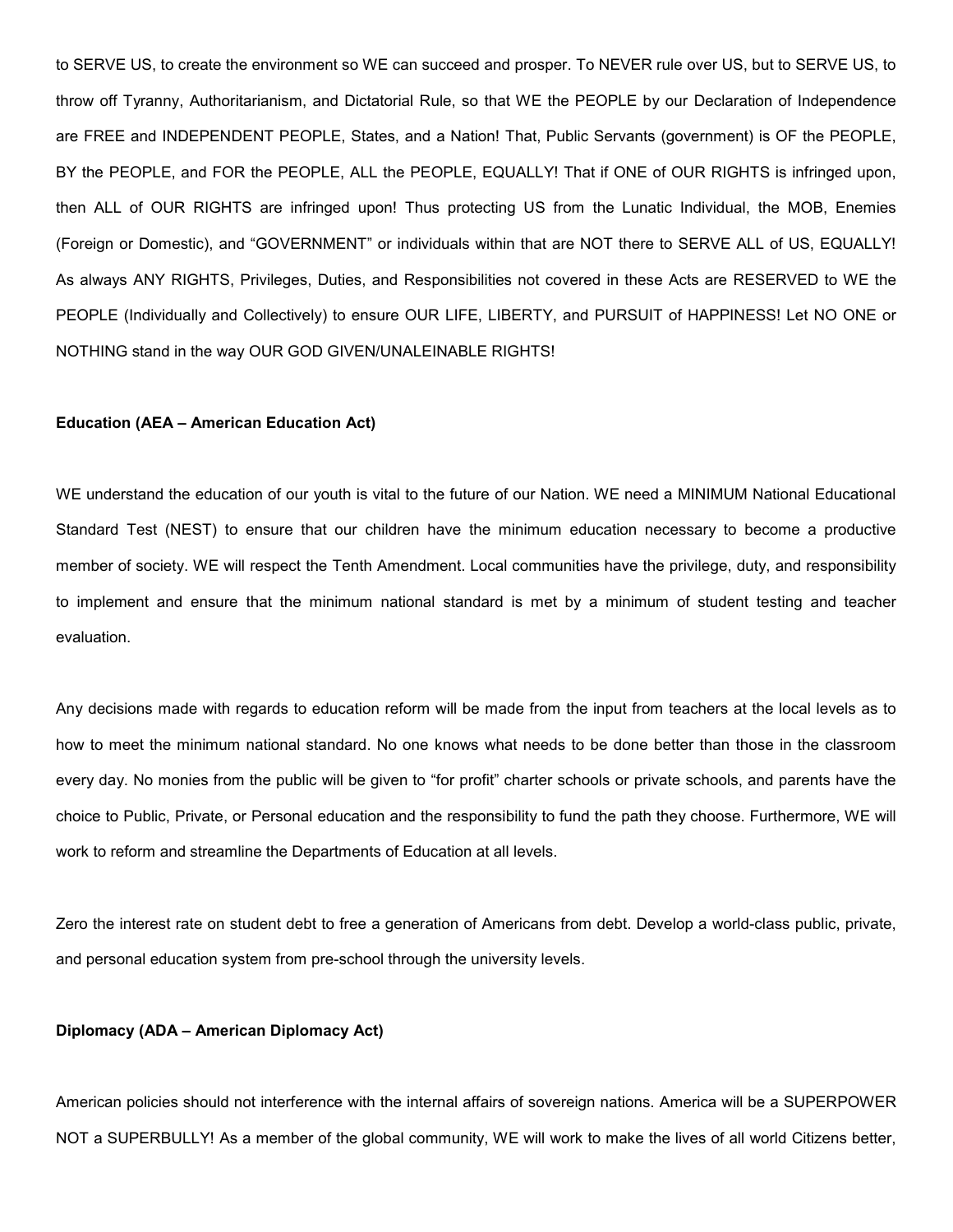to SERVE US, to create the environment so WE can succeed and prosper. To NEVER rule over US, but to SERVE US, to throw off Tyranny, Authoritarianism, and Dictatorial Rule, so that WE the PEOPLE by our Declaration of Independence are FREE and INDEPENDENT PEOPLE, States, and a Nation! That, Public Servants (government) is OF the PEOPLE, BY the PEOPLE, and FOR the PEOPLE, ALL the PEOPLE, EQUALLY! That if ONE of OUR RIGHTS is infringed upon, then ALL of OUR RIGHTS are infringed upon! Thus protecting US from the Lunatic Individual, the MOB, Enemies (Foreign or Domestic), and "GOVERNMENT" or individuals within that are NOT there to SERVE ALL of US, EQUALLY! As always ANY RIGHTS, Privileges, Duties, and Responsibilities not covered in these Acts are RESERVED to WE the PEOPLE (Individually and Collectively) to ensure OUR LIFE, LIBERTY, and PURSUIT of HAPPINESS! Let NO ONE or NOTHING stand in the way OUR GOD GIVEN/UNALEINABLE RIGHTS!

**Education (AEA – American Education Act)**

WE understand the education of our youth is vital to the future of our Nation. WE need a MINIMUM National Educational Standard Test (NEST) to ensure that our children have the minimum education necessary to become a productive member of society. WE will respect the Tenth Amendment. Local communities have the privilege, duty, and responsibility to implement and ensure that the minimum national standard is met by a minimum of student testing and teacher evaluation.

Any decisions made with regards to education reform will be made from the input from teachers at the local levels as to how to meet the minimum national standard. No one knows what needs to be done better than those in the classroom every day. No monies from the public will be given to "for profit" charter schools or private schools, and parents have the choice to Public, Private, or Personal education and the responsibility to fund the path they choose. Furthermore, WE will work to reform and streamline the Departments of Education at all levels.

Zero the interest rate on student debt to free a generation of Americans from debt. Develop a world-class public, private, and personal education system from pre-school through the university levels.

**Diplomacy (ADA – American Diplomacy Act)**

American policies should not interference with the internal affairs of sovereign nations. America will be a SUPERPOWER NOT a SUPERBULLY! As a member of the global community, WE will work to make the lives of all world Citizens better,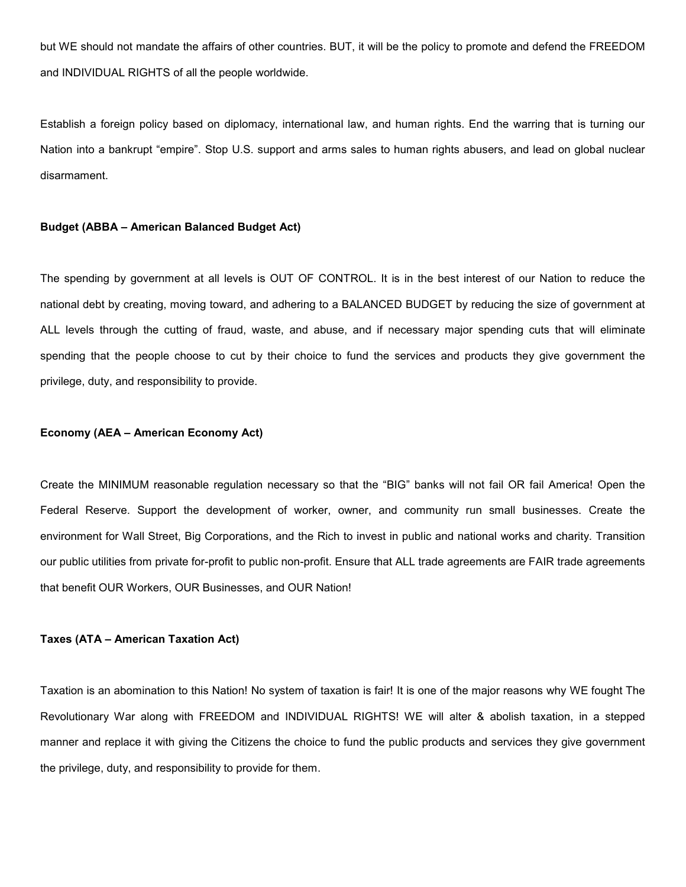but WE should not mandate the affairs of other countries. BUT, it will be the policy to promote and defend the FREEDOM and INDIVIDUAL RIGHTS of all the people worldwide.

Establish a foreign policy based on diplomacy, international law, and human rights. End the warring that is turning our Nation into a bankrupt "empire". Stop U.S. support and arms sales to human rights abusers, and lead on global nuclear disarmament.

**Budget (ABBA – American Balanced Budget Act)**

The spending by government at all levels is OUT OF CONTROL. It is in the best interest of our Nation to reduce the national debt by creating, moving toward, and adhering to a BALANCED BUDGET by reducing the size of government at ALL levels through the cutting of fraud, waste, and abuse, and if necessary major spending cuts that will eliminate spending that the people choose to cut by their choice to fund the services and products they give government the privilege, duty, and responsibility to provide.

**Economy (AEA – American Economy Act)**

Create the MINIMUM reasonable regulation necessary so that the "BIG" banks will not fail OR fail America! Open the Federal Reserve. Support the development of worker, owner, and community run small businesses. Create the environment for Wall Street, Big Corporations, and the Rich to invest in public and national works and charity. Transition our public utilities from private for-profit to public non-profit. Ensure that ALL trade agreements are FAIR trade agreements that benefit OUR Workers, OUR Businesses, and OUR Nation!

**Taxes (ATA – American Taxation Act)**

Taxation is an abomination to this Nation! No system of taxation is fair! It is one of the major reasons why WE fought The Revolutionary War along with FREEDOM and INDIVIDUAL RIGHTS! WE will alter & abolish taxation, in a stepped manner and replace it with giving the Citizens the choice to fund the public products and services they give government the privilege, duty, and responsibility to provide for them.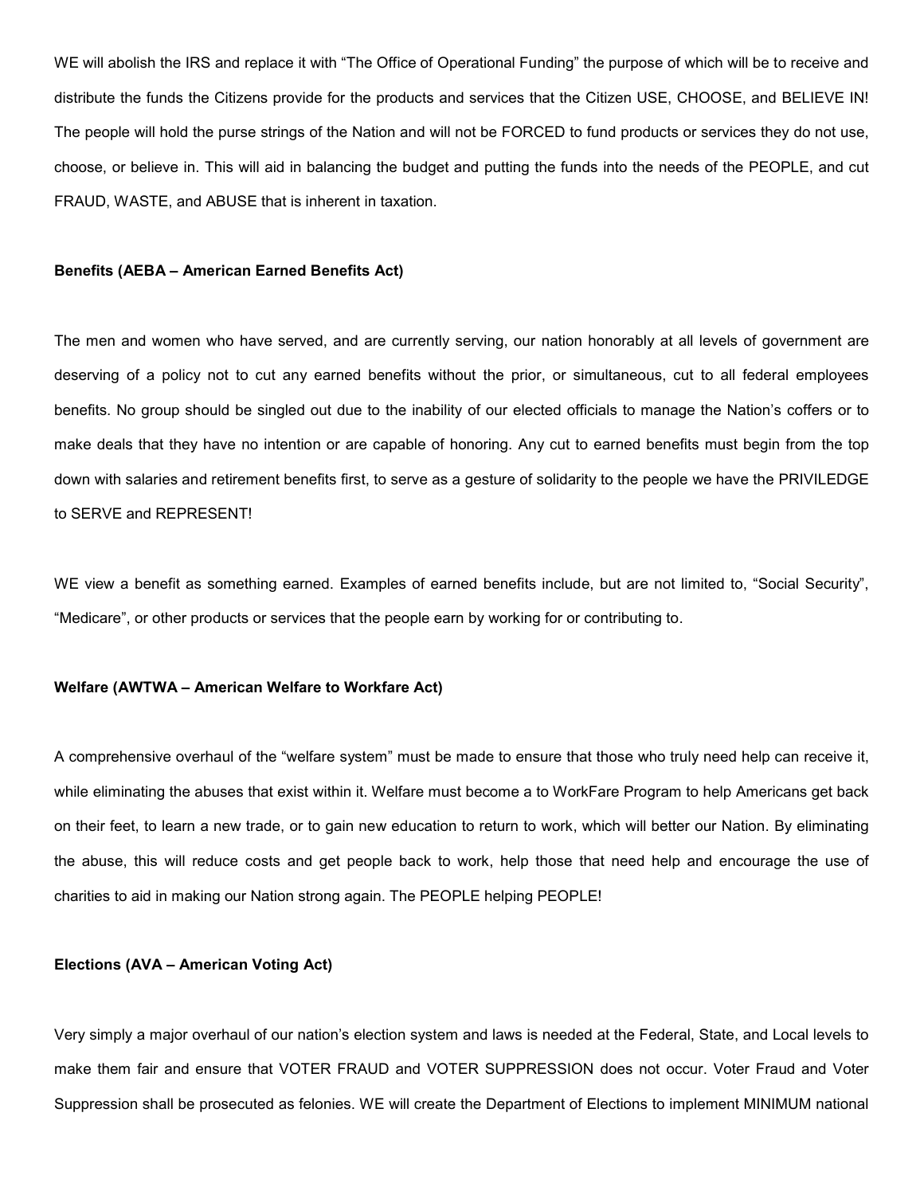WE will abolish the IRS and replace it with "The Office of Operational Funding" the purpose of which will be to receive and distribute the funds the Citizens provide for the products and services that the Citizen USE, CHOOSE, and BELIEVE IN! The people will hold the purse strings of the Nation and will not be FORCED to fund products or services they do not use, choose, or believe in. This will aid in balancing the budget and putting the funds into the needs of the PEOPLE, and cut FRAUD, WASTE, and ABUSE that is inherent in taxation.

**Benefits (AEBA – American Earned Benefits Act)**

The men and women who have served, and are currently serving, our nation honorably at all levels of government are deserving of a policy not to cut any earned benefits without the prior, or simultaneous, cut to all federal employees benefits. No group should be singled out due to the inability of our elected officials to manage the Nation's coffers or to make deals that they have no intention or are capable of honoring. Any cut to earned benefits must begin from the top down with salaries and retirement benefits first, to serve as a gesture of solidarity to the people we have the PRIVILEDGE to SERVE and REPRESENT!

WE view a benefit as something earned. Examples of earned benefits include, but are not limited to, "Social Security", "Medicare", or other products or services that the people earn by working for or contributing to.

**Welfare (AWTWA – American Welfare to Workfare Act)**

A comprehensive overhaul of the "welfare system" must be made to ensure that those who truly need help can receive it, while eliminating the abuses that exist within it. Welfare must become a to WorkFare Program to help Americans get back on their feet, to learn a new trade, or to gain new education to return to work, which will better our Nation. By eliminating the abuse, this will reduce costs and get people back to work, help those that need help and encourage the use of charities to aid in making our Nation strong again. The PEOPLE helping PEOPLE!

**Elections (AVA – American Voting Act)**

Very simply a major overhaul of our nation's election system and laws is needed at the Federal, State, and Local levels to make them fair and ensure that VOTER FRAUD and VOTER SUPPRESSION does not occur. Voter Fraud and Voter Suppression shall be prosecuted as felonies. WE will create the Department of Elections to implement MINIMUM national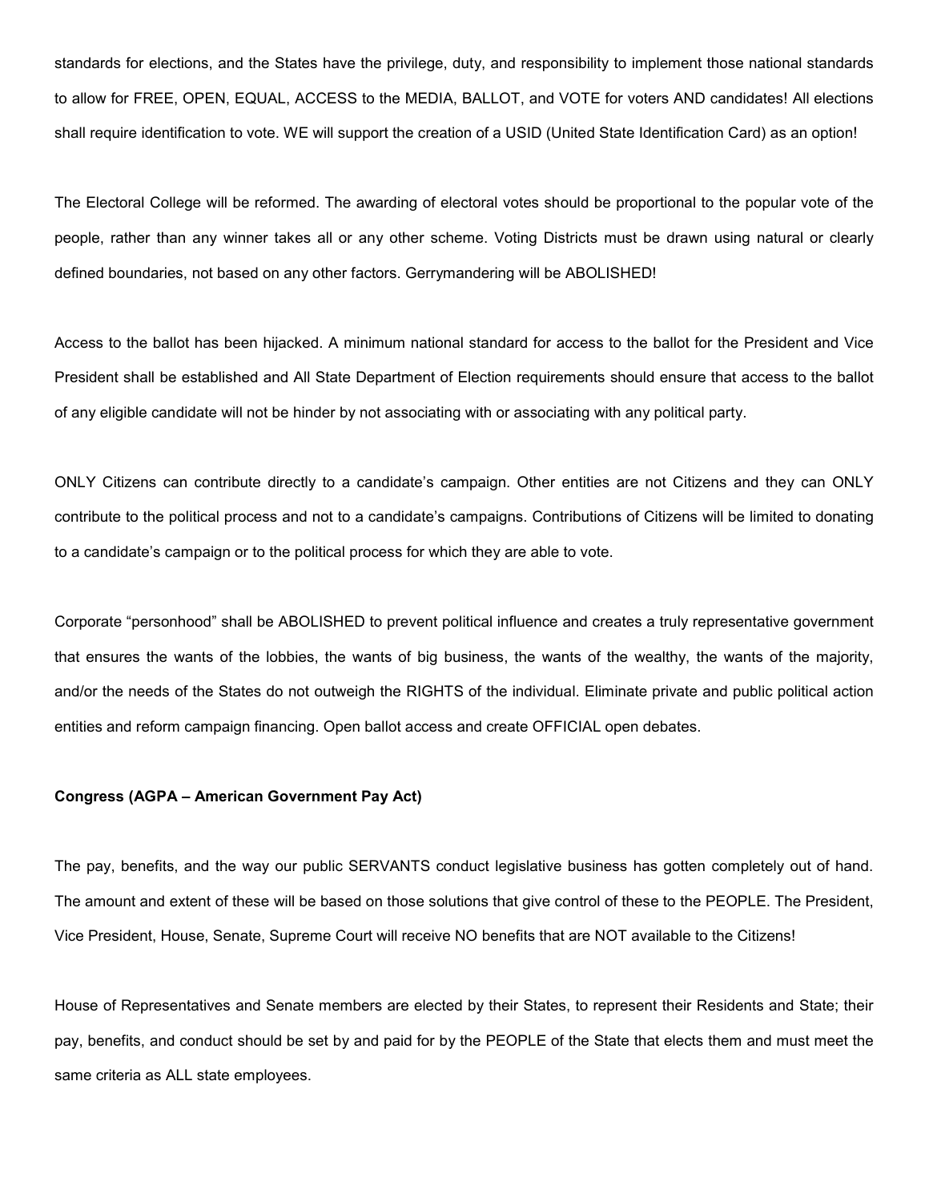standards for elections, and the States have the privilege, duty, and responsibility to implement those national standards to allow for FREE, OPEN, EQUAL, ACCESS to the MEDIA, BALLOT, and VOTE for voters AND candidates! All elections shall require identification to vote. WE will support the creation of a USID (United State Identification Card) as an option!

The Electoral College will be reformed. The awarding of electoral votes should be proportional to the popular vote of the people, rather than any winner takes all or any other scheme. Voting Districts must be drawn using natural or clearly defined boundaries, not based on any other factors. Gerrymandering will be ABOLISHED!

Access to the ballot has been hijacked. A minimum national standard for access to the ballot for the President and Vice President shall be established and All State Department of Election requirements should ensure that access to the ballot of any eligible candidate will not be hinder by not associating with or associating with any political party.

ONLY Citizens can contribute directly to a candidate's campaign. Other entities are not Citizens and they can ONLY contribute to the political process and not to a candidate's campaigns. Contributions of Citizens will be limited to donating to a candidate's campaign or to the political process for which they are able to vote.

Corporate "personhood" shall be ABOLISHED to prevent political influence and creates a truly representative government that ensures the wants of the lobbies, the wants of big business, the wants of the wealthy, the wants of the majority, and/or the needs of the States do not outweigh the RIGHTS of the individual. Eliminate private and public political action entities and reform campaign financing. Open ballot access and create OFFICIAL open debates.

**Congress (AGPA – American Government Pay Act)**

The pay, benefits, and the way our public SERVANTS conduct legislative business has gotten completely out of hand. The amount and extent of these will be based on those solutions that give control of these to the PEOPLE. The President, Vice President, House, Senate, Supreme Court will receive NO benefits that are NOT available to the Citizens!

House of Representatives and Senate members are elected by their States, to represent their Residents and State; their pay, benefits, and conduct should be set by and paid for by the PEOPLE of the State that elects them and must meet the same criteria as ALL state employees.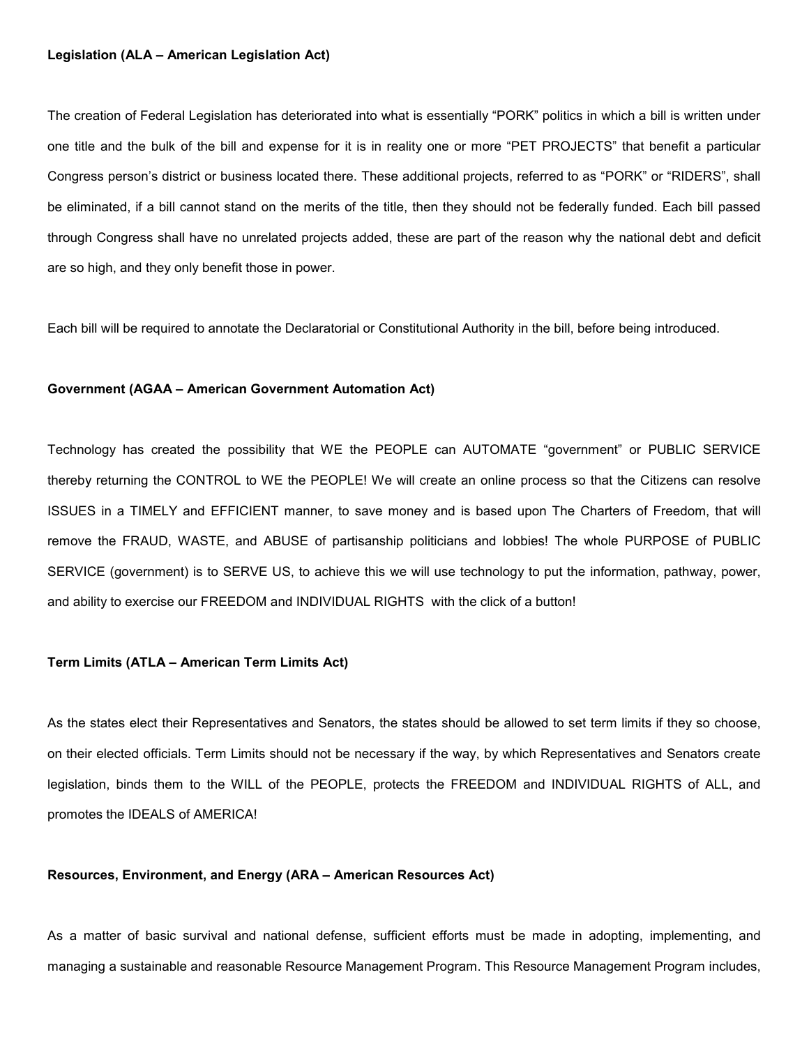**Legislation (ALA – American Legislation Act)**

The creation of Federal Legislation has deteriorated into what is essentially “PORK” politics in which a bill is written under one title and the bulk of the bill and expense for it is in reality one or more “PET PROJECTS” that benefit a particular Congress person’s district or business located there. These additional projects, referred to as “PORK” or “RIDERS”, shall be eliminated, if a bill cannot stand on the merits of the title, then they should not be federally funded. Each bill passed through Congress shall have no unrelated projects added, these are part of the reason why the national debt and deficit are so high, and they only benefit those in power.

Each bill will be required to annotate the Declaratorial or Constitutional Authority in the bill, before being introduced.

**Government (AGAA – American Government Automation Act)**

Technology has created the possibility that WE the PEOPLE can AUTOMATE “government” or PUBLIC SERVICE thereby returning the CONTROL to WE the PEOPLE! We will create an online process so that the Citizens can resolve ISSUES in a TIMELY and EFFICIENT manner, to save money and is based upon The Charters of Freedom, that will remove the FRAUD, WASTE, and ABUSE of partisanship politicians and lobbies! The whole PURPOSE of PUBLIC SERVICE (government) is to SERVE US, to achieve this we will use technology to put the information, pathway, power, and ability to exercise our FREEDOM and INDIVIDUAL RIGHTS with the click of a button!

**Term Limits (ATLA – American Term Limits Act)**

As the states elect their Representatives and Senators, the states should be allowed to set term limits if they so choose, on their elected officials. Term Limits should not be necessary if the way, by which Representatives and Senators create legislation, binds them to the WILL of the PEOPLE, protects the FREEDOM and INDIVIDUAL RIGHTS of ALL, and promotes the IDEALS of AMERICA!

**Resources, Environment, and Energy (ARA – American Resources Act)**

As a matter of basic survival and national defense, sufficient efforts must be made in adopting, implementing, and managing a sustainable and reasonable Resource Management Program. This Resource Management Program includes,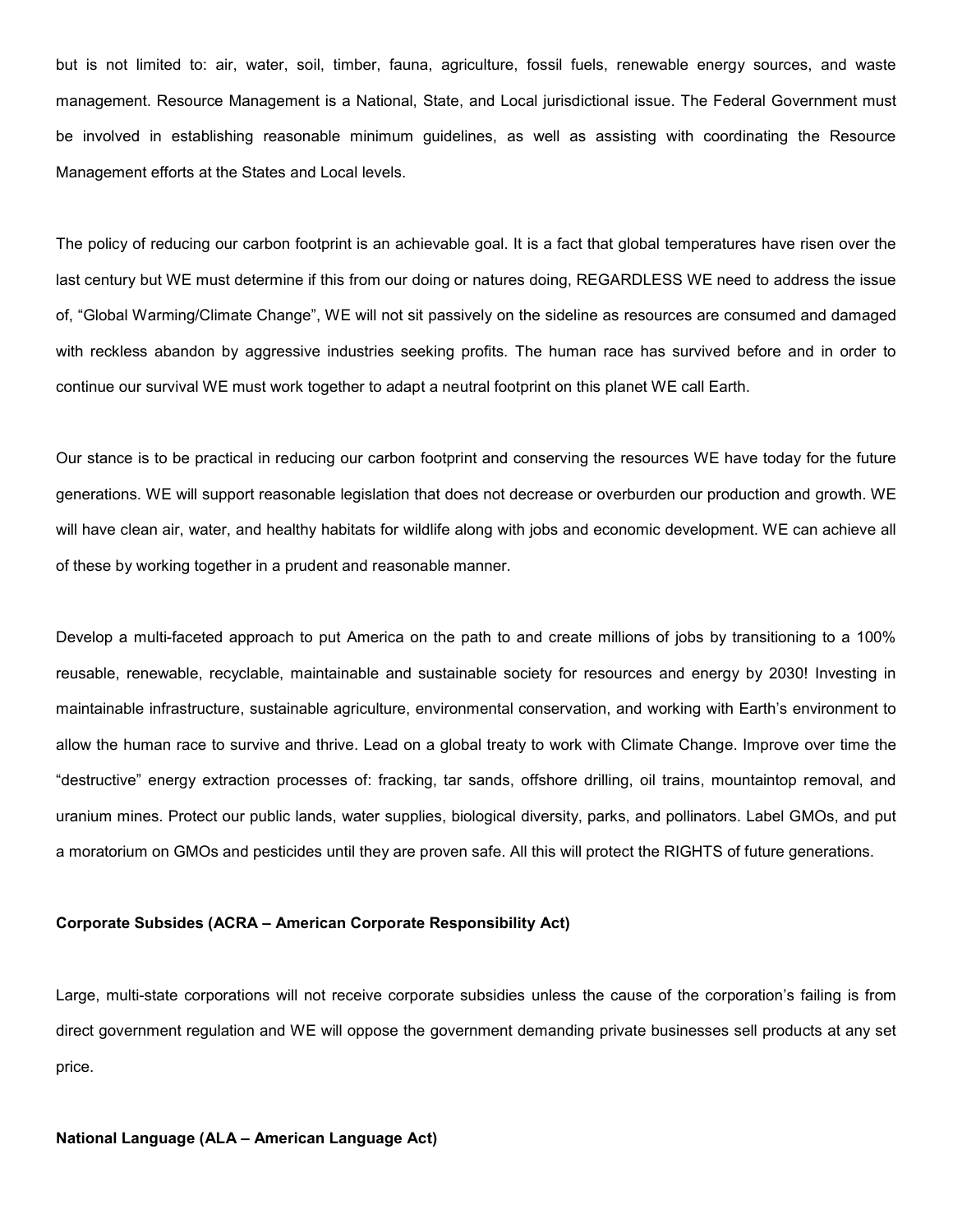but is not limited to: air, water, soil, timber, fauna, agriculture, fossil fuels, renewable energy sources, and waste management. Resource Management is a National, State, and Local jurisdictional issue. The Federal Government must be involved in establishing reasonable minimum guidelines, as well as assisting with coordinating the Resource Management efforts at the States and Local levels.

The policy of reducing our carbon footprint is an achievable goal. It is a fact that global temperatures have risen over the last century but WE must determine if this from our doing or natures doing, REGARDLESS WE need to address the issue of, “Global Warming/Climate Change”, WE will not sit passively on the sideline as resources are consumed and damaged with reckless abandon by aggressive industries seeking profits. The human race has survived before and in order to continue our survival WE must work together to adapt a neutral footprint on this planet WE call Earth.

Our stance is to be practical in reducing our carbon footprint and conserving the resources WE have today for the future generations. WE will support reasonable legislation that does not decrease or overburden our production and growth. WE will have clean air, water, and healthy habitats for wildlife along with jobs and economic development. WE can achieve all of these by working together in a prudent and reasonable manner.

Develop a multi-faceted approach to put America on the path to and create millions of jobs by transitioning to a 100% reusable, renewable, recyclable, maintainable and sustainable society for resources and energy by 2030! Investing in maintainable infrastructure, sustainable agriculture, environmental conservation, and working with Earth’s environment to allow the human race to survive and thrive. Lead on a global treaty to work with Climate Change. Improve over time the “destructive” energy extraction processes of: fracking, tar sands, offshore drilling, oil trains, mountaintop removal, and uranium mines. Protect our public lands, water supplies, biological diversity, parks, and pollinators. Label GMOs, and put a moratorium on GMOs and pesticides until they are proven safe. All this will protect the RIGHTS of future generations.

**Corporate Subsides (ACRA – American Corporate Responsibility Act)**

Large, multi-state corporations will not receive corporate subsidies unless the cause of the corporation’s failing is from direct government regulation and WE will oppose the government demanding private businesses sell products at any set price.

**National Language (ALA – American Language Act)**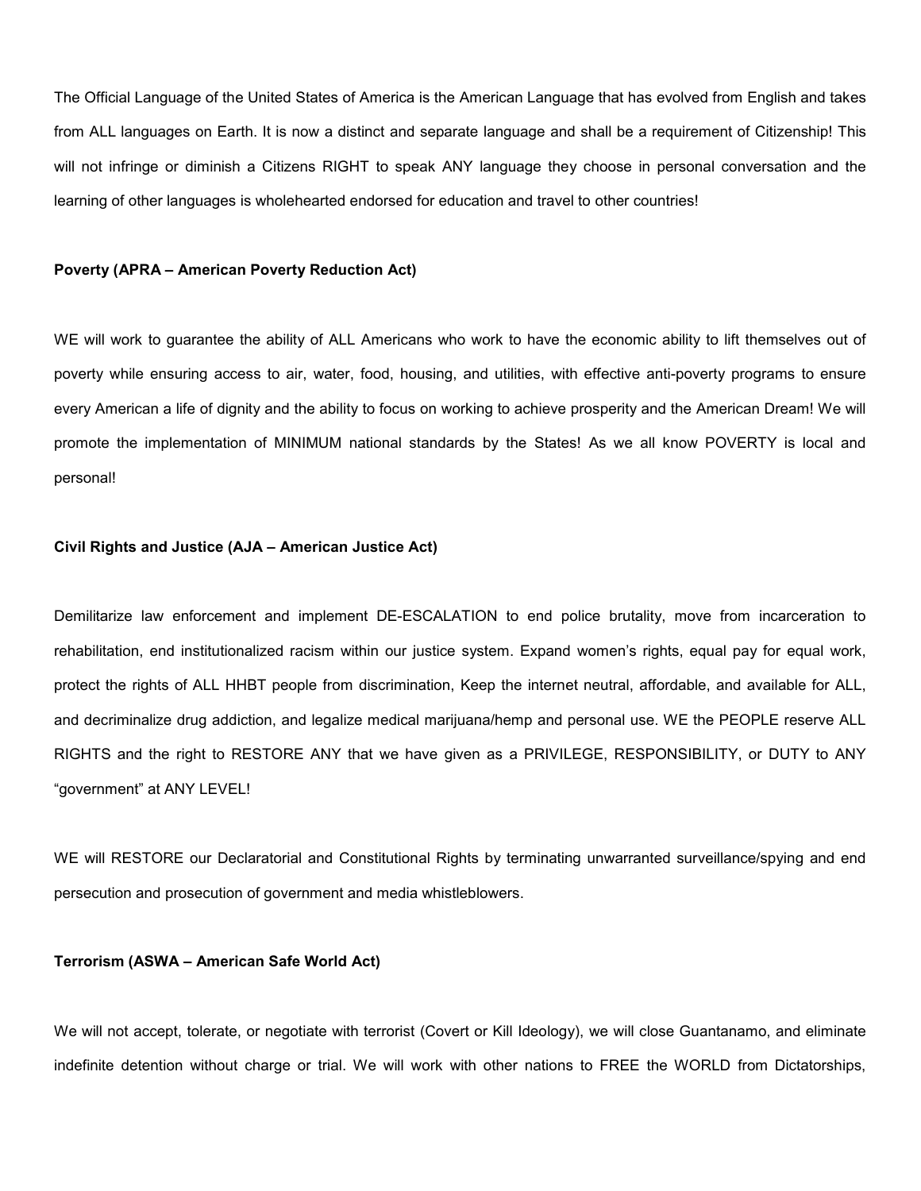The Official Language of the United States of America is the American Language that has evolved from English and takes from ALL languages on Earth. It is now a distinct and separate language and shall be a requirement of Citizenship! This will not infringe or diminish a Citizens RIGHT to speak ANY language they choose in personal conversation and the learning of other languages is wholehearted endorsed for education and travel to other countries!

**Poverty (APRA – American Poverty Reduction Act)**

WE will work to guarantee the ability of ALL Americans who work to have the economic ability to lift themselves out of poverty while ensuring access to air, water, food, housing, and utilities, with effective anti-poverty programs to ensure every American a life of dignity and the ability to focus on working to achieve prosperity and the American Dream! We will promote the implementation of MINIMUM national standards by the States! As we all know POVERTY is local and personal!

**Civil Rights and Justice (AJA – American Justice Act)**

Demilitarize law enforcement and implement DE-ESCALATION to end police brutality, move from incarceration to rehabilitation, end institutionalized racism within our justice system. Expand women's rights, equal pay for equal work, protect the rights of ALL HHBT people from discrimination, Keep the internet neutral, affordable, and available for ALL, and decriminalize drug addiction, and legalize medical marijuana/hemp and personal use. WE the PEOPLE reserve ALL RIGHTS and the right to RESTORE ANY that we have given as a PRIVILEGE, RESPONSIBILITY, or DUTY to ANY "government" at ANY LEVEL!

WE will RESTORE our Declaratorial and Constitutional Rights by terminating unwarranted surveillance/spying and end persecution and prosecution of government and media whistleblowers.

**Terrorism (ASWA – American Safe World Act)**

We will not accept, tolerate, or negotiate with terrorist (Covert or Kill Ideology), we will close Guantanamo, and eliminate indefinite detention without charge or trial. We will work with other nations to FREE the WORLD from Dictatorships,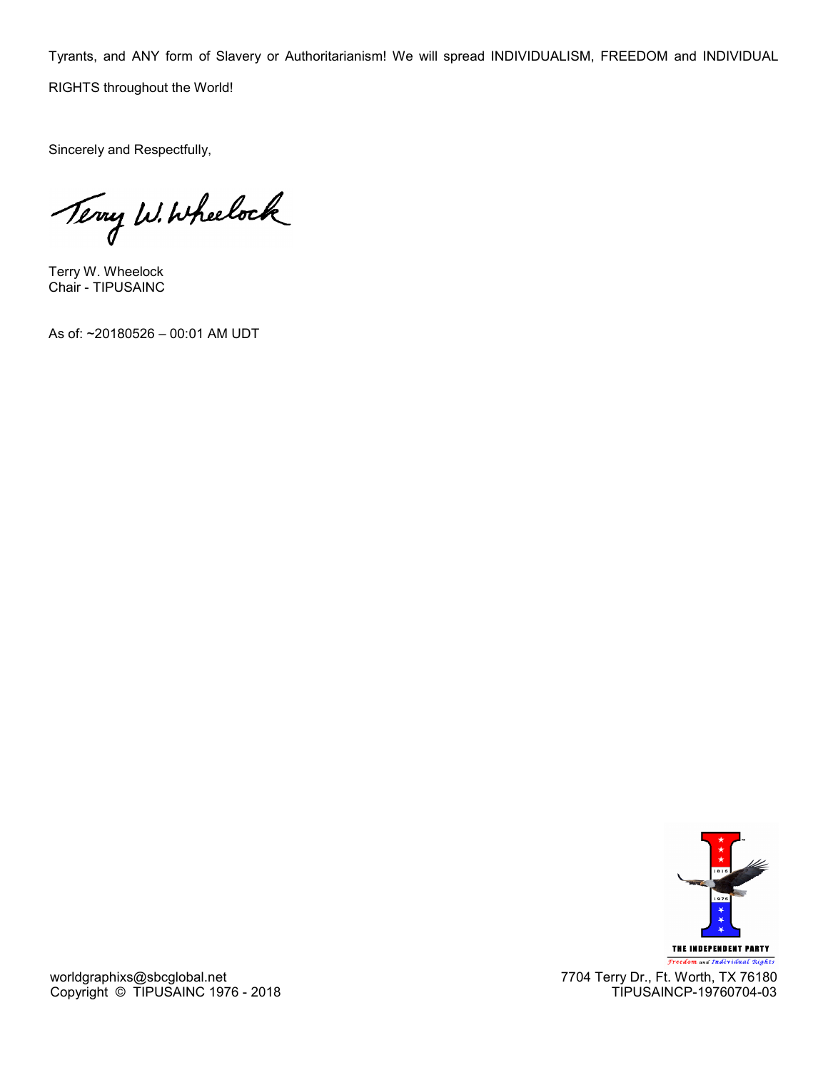Tyrants, and ANY form of Slavery or Authoritarianism! We will spread INDIVIDUALISM, FREEDOM and INDIVIDUAL RIGHTS throughout the World!

Sincerely and Respectfully,

Terry W. Wheelock
Chair - TIPUSAINC

As of: ~20180526 – 00:01 AM UDT

worldgraphixs@sbcglobal.net
Copyright © TIPUSAINC 1976 - 2018

7704 Terry Dr., Ft. Worth, TX 76180
TIPUSAINCP-19760704-03